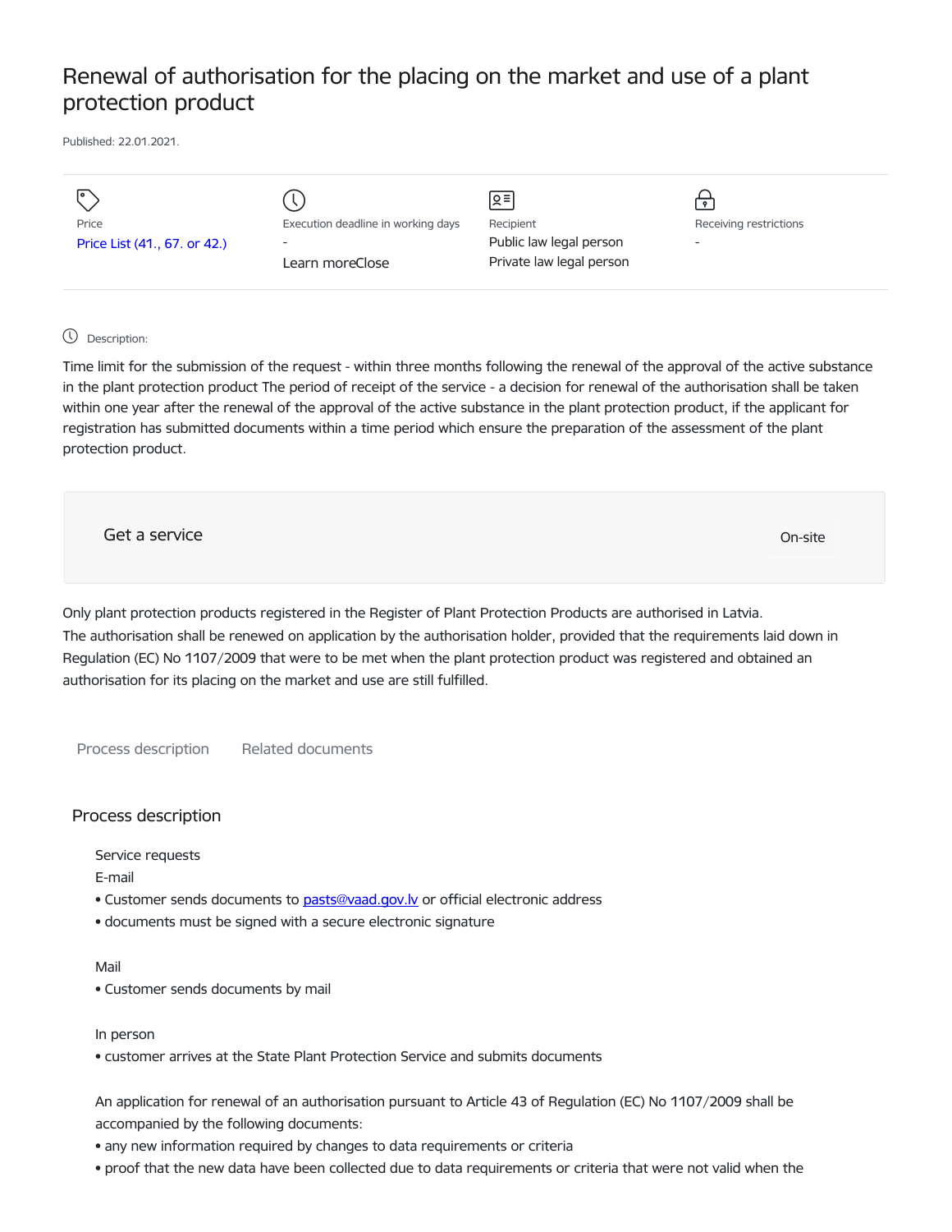# Renewal of authorisation for the placing on the market and use of a plant protection product

Published: 22.01.2021.

| Price | Execution deadline in working days | Recipient | Receiving restrictions |
|---|---|---|---|
| Price List (41., 67. or 42.) | - | Public law legal person<br>Private law legal person | - |
| | Learn moreClose | | |

Description:

Time limit for the submission of the request - within three months following the renewal of the approval of the active substance in the plant protection product The period of receipt of the service - a decision for renewal of the authorisation shall be taken within one year after the renewal of the approval of the active substance in the plant protection product, if the applicant for registration has submitted documents within a time period which ensure the preparation of the assessment of the plant protection product.

Get a service

On-site

Only plant protection products registered in the Register of Plant Protection Products are authorised in Latvia.
The authorisation shall be renewed on application by the authorisation holder, provided that the requirements laid down in Regulation (EC) No 1107/2009 that were to be met when the plant protection product was registered and obtained an authorisation for its placing on the market and use are still fulfilled.

Process description  Related documents

## Process description

Service requests

E-mail

- Customer sends documents to pasts@vaad.gov.lv or official electronic address
- documents must be signed with a secure electronic signature

Mail

- Customer sends documents by mail

In person

- customer arrives at the State Plant Protection Service and submits documents

An application for renewal of an authorisation pursuant to Article 43 of Regulation (EC) No 1107/2009 shall be accompanied by the following documents:

- any new information required by changes to data requirements or criteria
- proof that the new data have been collected due to data requirements or criteria that were not valid when the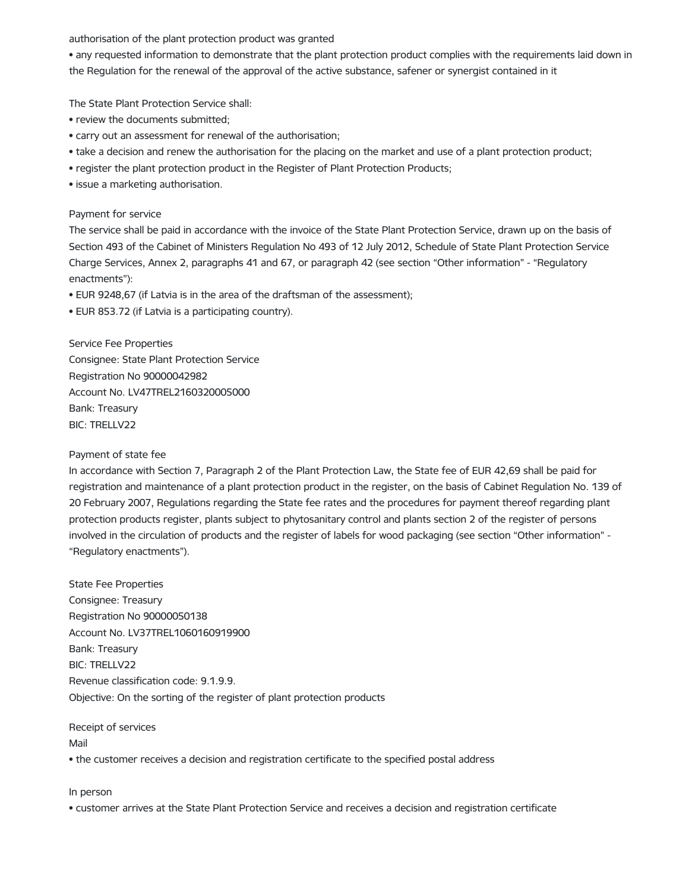authorisation of the plant protection product was granted

- any requested information to demonstrate that the plant protection product complies with the requirements laid down in the Regulation for the renewal of the approval of the active substance, safener or synergist contained in it

The State Plant Protection Service shall:

- review the documents submitted;
- carry out an assessment for renewal of the authorisation;
- take a decision and renew the authorisation for the placing on the market and use of a plant protection product;
- register the plant protection product in the Register of Plant Protection Products;
- issue a marketing authorisation.

Payment for service

The service shall be paid in accordance with the invoice of the State Plant Protection Service, drawn up on the basis of Section 493 of the Cabinet of Ministers Regulation No 493 of 12 July 2012, Schedule of State Plant Protection Service Charge Services, Annex 2, paragraphs 41 and 67, or paragraph 42 (see section "Other information" - "Regulatory enactments"):

- EUR 9248,67 (if Latvia is in the area of the draftsman of the assessment);
- EUR 853.72 (if Latvia is a participating country).

Service Fee Properties
Consignee: State Plant Protection Service
Registration No 90000042982
Account No. LV47TREL2160320005000
Bank: Treasury
BIC: TRELLV22

Payment of state fee

In accordance with Section 7, Paragraph 2 of the Plant Protection Law, the State fee of EUR 42,69 shall be paid for registration and maintenance of a plant protection product in the register, on the basis of Cabinet Regulation No. 139 of 20 February 2007, Regulations regarding the State fee rates and the procedures for payment thereof regarding plant protection products register, plants subject to phytosanitary control and plants section 2 of the register of persons involved in the circulation of products and the register of labels for wood packaging (see section "Other information" - "Regulatory enactments").

State Fee Properties
Consignee: Treasury
Registration No 90000050138
Account No. LV37TREL1060160919900
Bank: Treasury
BIC: TRELLV22
Revenue classification code: 9.1.9.9.
Objective: On the sorting of the register of plant protection products

Receipt of services

Mail

- the customer receives a decision and registration certificate to the specified postal address

In person

- customer arrives at the State Plant Protection Service and receives a decision and registration certificate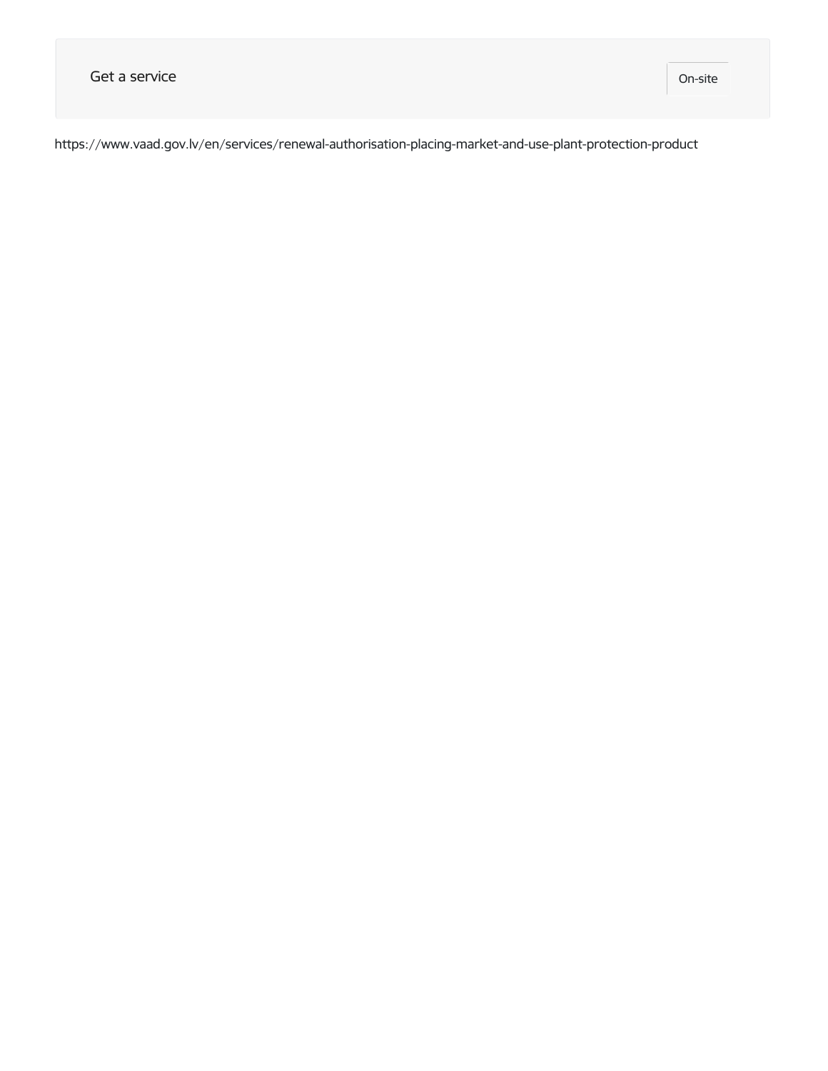Get a service

On-site

https://www.vaad.gov.lv/en/services/renewal-authorisation-placing-market-and-use-plant-protection-product